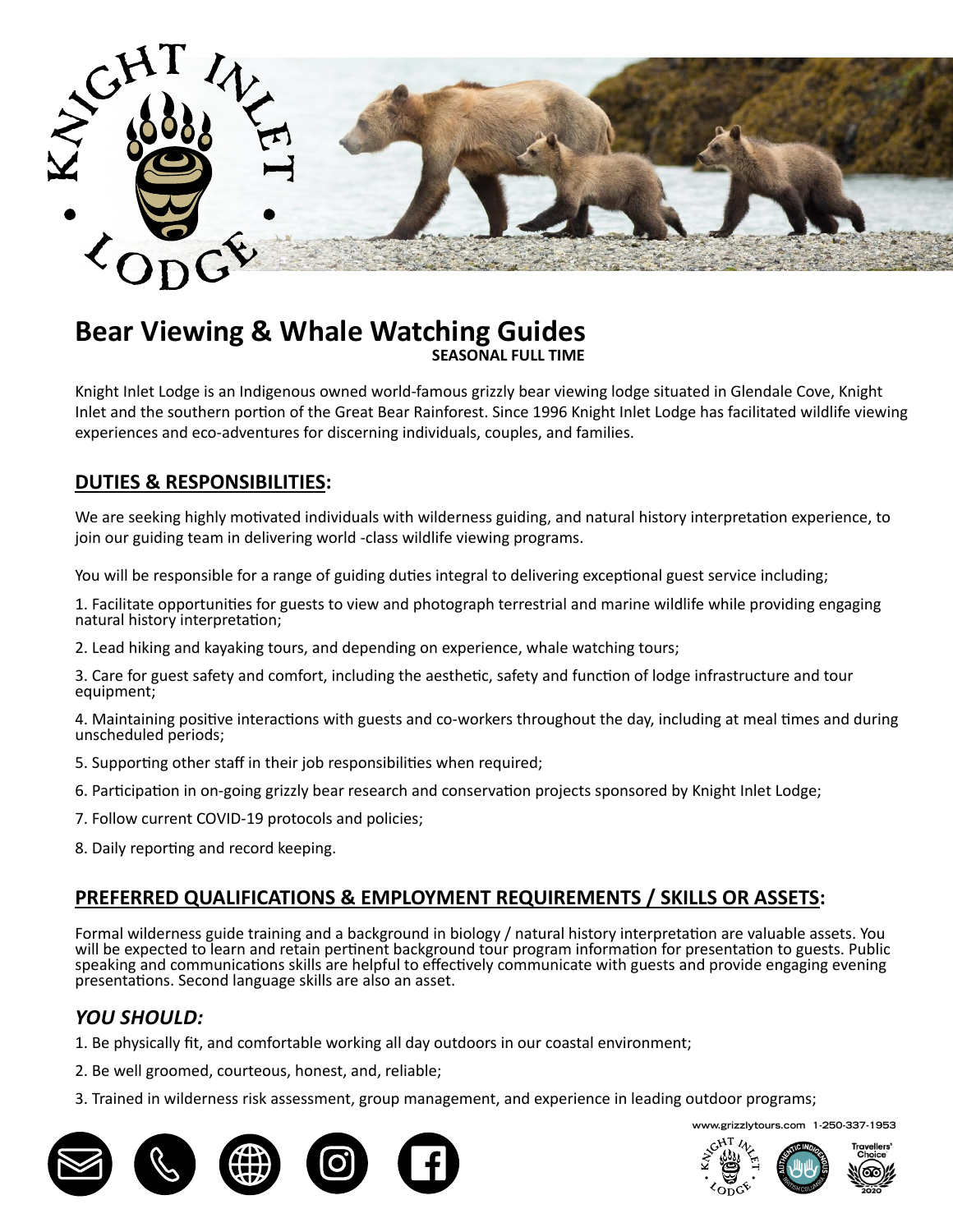# Bear Viewing & Whale Watching Guides

**SEASONAL FULL TIME**

Knight Inlet Lodge is an Indigenous owned world-famous grizzly bear viewing lodge situated in Glendale Cove, Knight Inlet and the southern portion of the Great Bear Rainforest. Since 1996 Knight Inlet Lodge has facilitated wildlife viewing experiences and eco-adventures for discerning individuals, couples, and families.

## DUTIES & RESPONSIBILITIES:

We are seeking highly motivated individuals with wilderness guiding, and natural history interpretation experience, to join our guiding team in delivering world -class wildlife viewing programs.

You will be responsible for a range of guiding duties integral to delivering exceptional guest service including;

1. Facilitate opportunities for guests to view and photograph terrestrial and marine wildlife while providing engaging natural history interpretation;
2. Lead hiking and kayaking tours, and depending on experience, whale watching tours;
3. Care for guest safety and comfort, including the aesthetic, safety and function of lodge infrastructure and tour equipment;
4. Maintaining positive interactions with guests and co-workers throughout the day, including at meal times and during unscheduled periods;
5. Supporting other staff in their job responsibilities when required;
6. Participation in on-going grizzly bear research and conservation projects sponsored by Knight Inlet Lodge;
7. Follow current COVID-19 protocols and policies;
8. Daily reporting and record keeping.

## PREFERRED QUALIFICATIONS & EMPLOYMENT REQUIREMENTS / SKILLS OR ASSETS:

Formal wilderness guide training and a background in biology / natural history interpretation are valuable assets. You will be expected to learn and retain pertinent background tour program information for presentation to guests. Public speaking and communications skills are helpful to effectively communicate with guests and provide engaging evening presentations. Second language skills are also an asset.

### *YOU SHOULD:*

1. Be physically fit, and comfortable working all day outdoors in our coastal environment;
2. Be well groomed, courteous, honest, and, reliable;
3. Trained in wilderness risk assessment, group management, and experience in leading outdoor programs;

www.grizzlytours.com 1-250-337-1953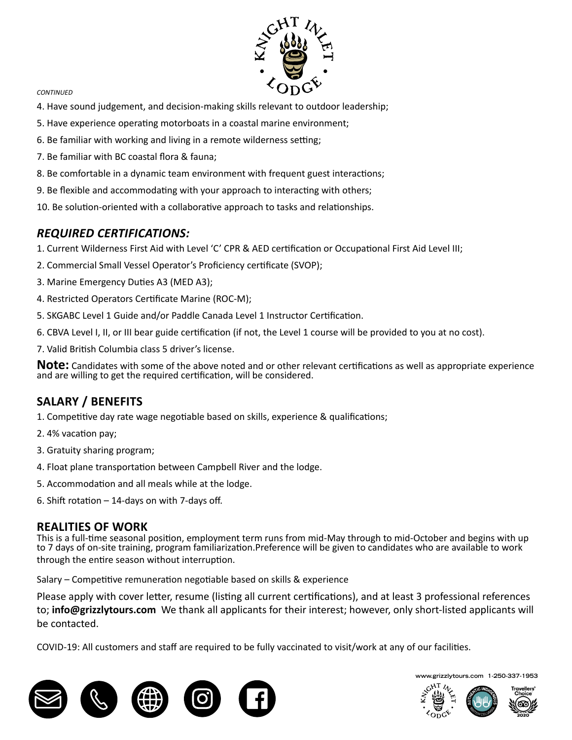*CONTINUED*

4. Have sound judgement, and decision-making skills relevant to outdoor leadership;
5. Have experience operating motorboats in a coastal marine environment;
6. Be familiar with working and living in a remote wilderness setting;
7. Be familiar with BC coastal flora & fauna;
8. Be comfortable in a dynamic team environment with frequent guest interactions;
9. Be flexible and accommodating with your approach to interacting with others;
10. Be solution-oriented with a collaborative approach to tasks and relationships.

## *REQUIRED CERTIFICATIONS:*

1. Current Wilderness First Aid with Level 'C' CPR & AED certification or Occupational First Aid Level III;
2. Commercial Small Vessel Operator's Proficiency certificate (SVOP);
3. Marine Emergency Duties A3 (MED A3);
4. Restricted Operators Certificate Marine (ROC-M);
5. SKGABC Level 1 Guide and/or Paddle Canada Level 1 Instructor Certification.
6. CBVA Level I, II, or III bear guide certification (if not, the Level 1 course will be provided to you at no cost).
7. Valid British Columbia class 5 driver's license.

**Note:** Candidates with some of the above noted and or other relevant certifications as well as appropriate experience and are willing to get the required certification, will be considered.

## SALARY / BENEFITS

1. Competitive day rate wage negotiable based on skills, experience & qualifications;
2. 4% vacation pay;
3. Gratuity sharing program;
4. Float plane transportation between Campbell River and the lodge.
5. Accommodation and all meals while at the lodge.
6. Shift rotation – 14-days on with 7-days off.

## REALITIES OF WORK

This is a full-time seasonal position, employment term runs from mid-May through to mid-October and begins with up to 7 days of on-site training, program familiarization.Preference will be given to candidates who are available to work through the entire season without interruption.

Salary – Competitive remuneration negotiable based on skills & experience

Please apply with cover letter, resume (listing all current certifications), and at least 3 professional references to; **info@grizzlytours.com** We thank all applicants for their interest; however, only short-listed applicants will be contacted.

COVID-19: All customers and staff are required to be fully vaccinated to visit/work at any of our facilities.

www.grizzlytours.com 1-250-337-1953